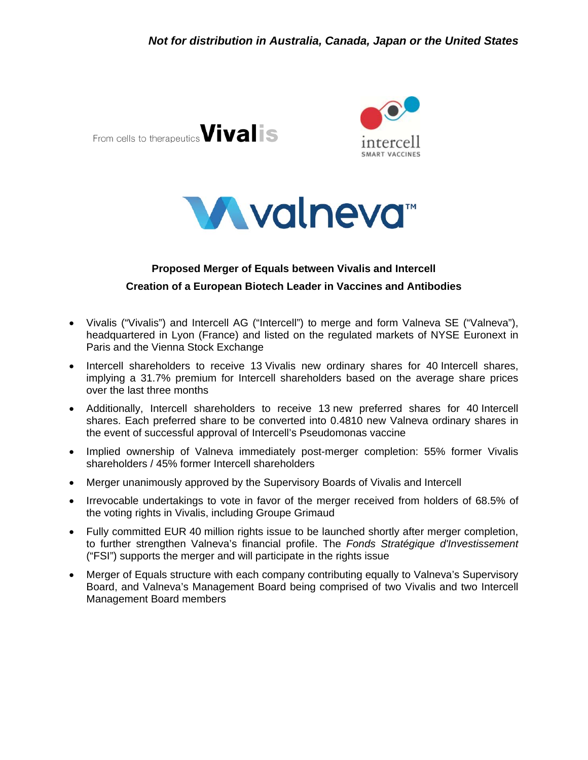*Not for distribution in Australia, Canada, Japan or the United States*

From cells to therapeutics **Vivalis**

intercell
SMART VACCINES

valneva™

**Proposed Merger of Equals between Vivalis and Intercell**

**Creation of a European Biotech Leader in Vaccines and Antibodies**

- Vivalis ("Vivalis") and Intercell AG ("Intercell") to merge and form Valneva SE ("Valneva"), headquartered in Lyon (France) and listed on the regulated markets of NYSE Euronext in Paris and the Vienna Stock Exchange
- Intercell shareholders to receive 13 Vivalis new ordinary shares for 40 Intercell shares, implying a 31.7% premium for Intercell shareholders based on the average share prices over the last three months
- Additionally, Intercell shareholders to receive 13 new preferred shares for 40 Intercell shares. Each preferred share to be converted into 0.4810 new Valneva ordinary shares in the event of successful approval of Intercell's Pseudomonas vaccine
- Implied ownership of Valneva immediately post-merger completion: 55% former Vivalis shareholders / 45% former Intercell shareholders
- Merger unanimously approved by the Supervisory Boards of Vivalis and Intercell
- Irrevocable undertakings to vote in favor of the merger received from holders of 68.5% of the voting rights in Vivalis, including Groupe Grimaud
- Fully committed EUR 40 million rights issue to be launched shortly after merger completion, to further strengthen Valneva's financial profile. The *Fonds Stratégique d'Investissement* ("FSI") supports the merger and will participate in the rights issue
- Merger of Equals structure with each company contributing equally to Valneva's Supervisory Board, and Valneva's Management Board being comprised of two Vivalis and two Intercell Management Board members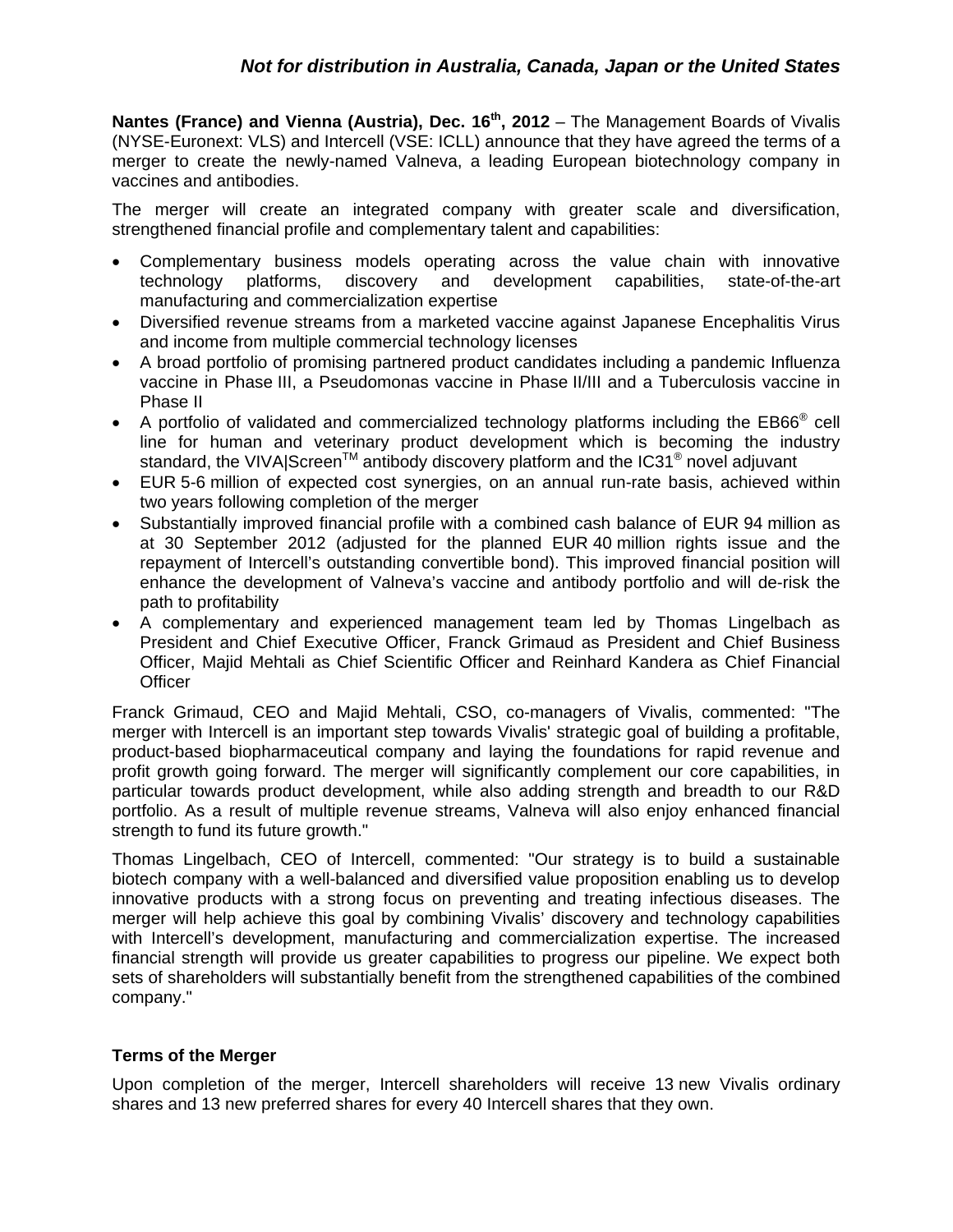*Not for distribution in Australia, Canada, Japan or the United States*

**Nantes (France) and Vienna (Austria), Dec. 16th, 2012** – The Management Boards of Vivalis (NYSE-Euronext: VLS) and Intercell (VSE: ICLL) announce that they have agreed the terms of a merger to create the newly-named Valneva, a leading European biotechnology company in vaccines and antibodies.

The merger will create an integrated company with greater scale and diversification, strengthened financial profile and complementary talent and capabilities:

- Complementary business models operating across the value chain with innovative technology platforms, discovery and development capabilities, state-of-the-art manufacturing and commercialization expertise
- Diversified revenue streams from a marketed vaccine against Japanese Encephalitis Virus and income from multiple commercial technology licenses
- A broad portfolio of promising partnered product candidates including a pandemic Influenza vaccine in Phase III, a Pseudomonas vaccine in Phase II/III and a Tuberculosis vaccine in Phase II
- A portfolio of validated and commercialized technology platforms including the EB66® cell line for human and veterinary product development which is becoming the industry standard, the VIVA|Screen™ antibody discovery platform and the IC31® novel adjuvant
- EUR 5-6 million of expected cost synergies, on an annual run-rate basis, achieved within two years following completion of the merger
- Substantially improved financial profile with a combined cash balance of EUR 94 million as at 30 September 2012 (adjusted for the planned EUR 40 million rights issue and the repayment of Intercell's outstanding convertible bond). This improved financial position will enhance the development of Valneva's vaccine and antibody portfolio and will de-risk the path to profitability
- A complementary and experienced management team led by Thomas Lingelbach as President and Chief Executive Officer, Franck Grimaud as President and Chief Business Officer, Majid Mehtali as Chief Scientific Officer and Reinhard Kandera as Chief Financial Officer

Franck Grimaud, CEO and Majid Mehtali, CSO, co-managers of Vivalis, commented: "The merger with Intercell is an important step towards Vivalis' strategic goal of building a profitable, product-based biopharmaceutical company and laying the foundations for rapid revenue and profit growth going forward. The merger will significantly complement our core capabilities, in particular towards product development, while also adding strength and breadth to our R&D portfolio. As a result of multiple revenue streams, Valneva will also enjoy enhanced financial strength to fund its future growth."

Thomas Lingelbach, CEO of Intercell, commented: "Our strategy is to build a sustainable biotech company with a well-balanced and diversified value proposition enabling us to develop innovative products with a strong focus on preventing and treating infectious diseases. The merger will help achieve this goal by combining Vivalis' discovery and technology capabilities with Intercell's development, manufacturing and commercialization expertise. The increased financial strength will provide us greater capabilities to progress our pipeline. We expect both sets of shareholders will substantially benefit from the strengthened capabilities of the combined company."

## Terms of the Merger

Upon completion of the merger, Intercell shareholders will receive 13 new Vivalis ordinary shares and 13 new preferred shares for every 40 Intercell shares that they own.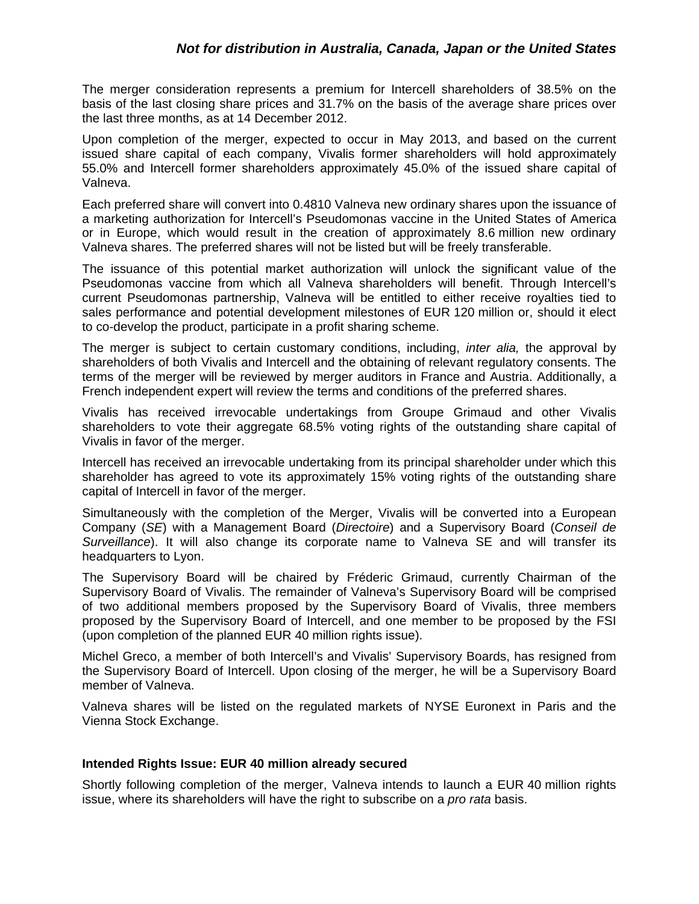The merger consideration represents a premium for Intercell shareholders of 38.5% on the basis of the last closing share prices and 31.7% on the basis of the average share prices over the last three months, as at 14 December 2012.

Upon completion of the merger, expected to occur in May 2013, and based on the current issued share capital of each company, Vivalis former shareholders will hold approximately 55.0% and Intercell former shareholders approximately 45.0% of the issued share capital of Valneva.

Each preferred share will convert into 0.4810 Valneva new ordinary shares upon the issuance of a marketing authorization for Intercell's Pseudomonas vaccine in the United States of America or in Europe, which would result in the creation of approximately 8.6 million new ordinary Valneva shares. The preferred shares will not be listed but will be freely transferable.

The issuance of this potential market authorization will unlock the significant value of the Pseudomonas vaccine from which all Valneva shareholders will benefit. Through Intercell's current Pseudomonas partnership, Valneva will be entitled to either receive royalties tied to sales performance and potential development milestones of EUR 120 million or, should it elect to co-develop the product, participate in a profit sharing scheme.

The merger is subject to certain customary conditions, including, *inter alia,* the approval by shareholders of both Vivalis and Intercell and the obtaining of relevant regulatory consents. The terms of the merger will be reviewed by merger auditors in France and Austria. Additionally, a French independent expert will review the terms and conditions of the preferred shares.

Vivalis has received irrevocable undertakings from Groupe Grimaud and other Vivalis shareholders to vote their aggregate 68.5% voting rights of the outstanding share capital of Vivalis in favor of the merger.

Intercell has received an irrevocable undertaking from its principal shareholder under which this shareholder has agreed to vote its approximately 15% voting rights of the outstanding share capital of Intercell in favor of the merger.

Simultaneously with the completion of the Merger, Vivalis will be converted into a European Company (*SE*) with a Management Board (*Directoire*) and a Supervisory Board (*Conseil de Surveillance*). It will also change its corporate name to Valneva SE and will transfer its headquarters to Lyon.

The Supervisory Board will be chaired by Fréderic Grimaud, currently Chairman of the Supervisory Board of Vivalis. The remainder of Valneva's Supervisory Board will be comprised of two additional members proposed by the Supervisory Board of Vivalis, three members proposed by the Supervisory Board of Intercell, and one member to be proposed by the FSI (upon completion of the planned EUR 40 million rights issue).

Michel Greco, a member of both Intercell's and Vivalis' Supervisory Boards, has resigned from the Supervisory Board of Intercell. Upon closing of the merger, he will be a Supervisory Board member of Valneva.

Valneva shares will be listed on the regulated markets of NYSE Euronext in Paris and the Vienna Stock Exchange.

## Intended Rights Issue: EUR 40 million already secured

Shortly following completion of the merger, Valneva intends to launch a EUR 40 million rights issue, where its shareholders will have the right to subscribe on a *pro rata* basis.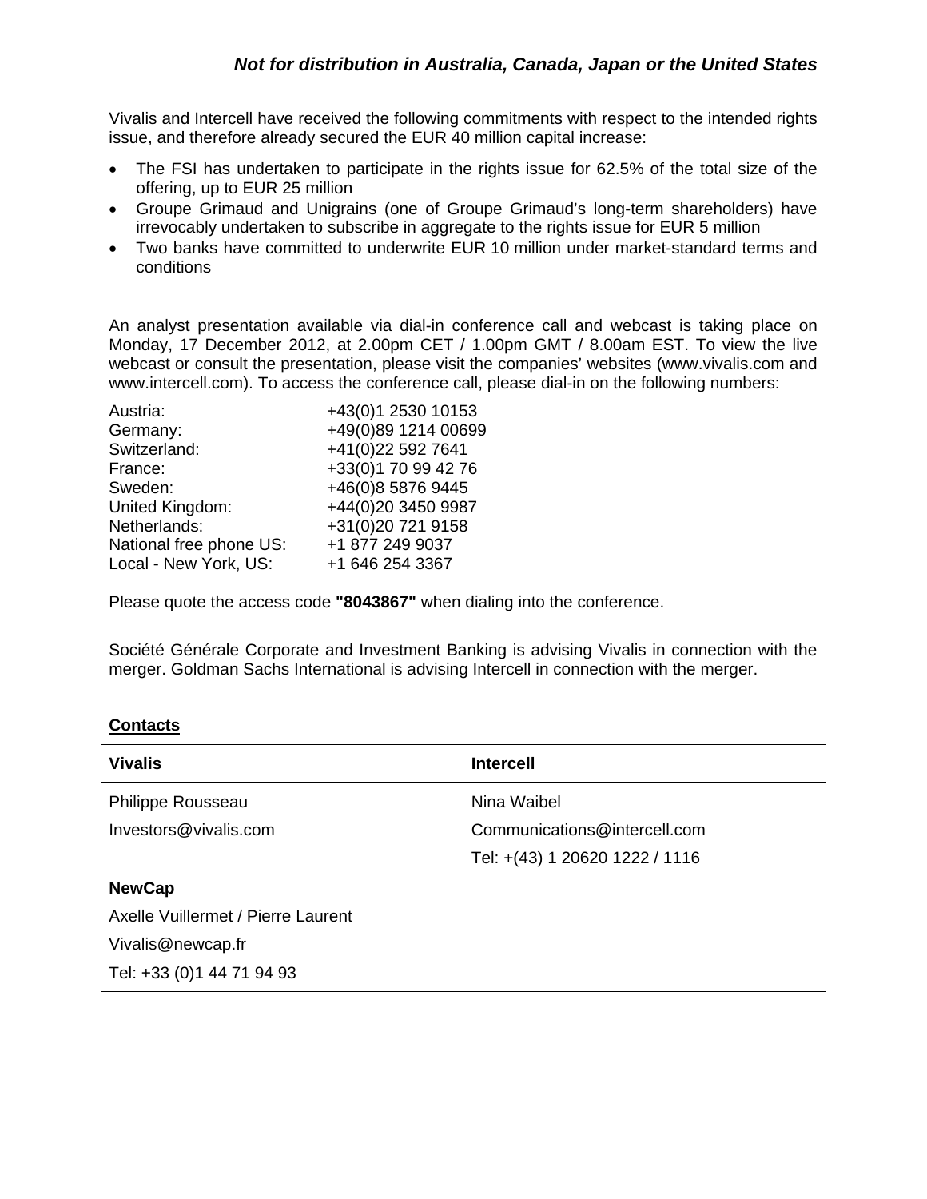*Not for distribution in Australia, Canada, Japan or the United States*

Vivalis and Intercell have received the following commitments with respect to the intended rights issue, and therefore already secured the EUR 40 million capital increase:

- The FSI has undertaken to participate in the rights issue for 62.5% of the total size of the offering, up to EUR 25 million
- Groupe Grimaud and Unigrains (one of Groupe Grimaud's long-term shareholders) have irrevocably undertaken to subscribe in aggregate to the rights issue for EUR 5 million
- Two banks have committed to underwrite EUR 10 million under market-standard terms and conditions

An analyst presentation available via dial-in conference call and webcast is taking place on Monday, 17 December 2012, at 2.00pm CET / 1.00pm GMT / 8.00am EST. To view the live webcast or consult the presentation, please visit the companies' websites (www.vivalis.com and www.intercell.com). To access the conference call, please dial-in on the following numbers:

| | |
|---|---|
| Austria: | +43(0)1 2530 10153 |
| Germany: | +49(0)89 1214 00699 |
| Switzerland: | +41(0)22 592 7641 |
| France: | +33(0)1 70 99 42 76 |
| Sweden: | +46(0)8 5876 9445 |
| United Kingdom: | +44(0)20 3450 9987 |
| Netherlands: | +31(0)20 721 9158 |
| National free phone US: | +1 877 249 9037 |
| Local - New York, US: | +1 646 254 3367 |

Please quote the access code **"8043867"** when dialing into the conference.

Société Générale Corporate and Investment Banking is advising Vivalis in connection with the merger. Goldman Sachs International is advising Intercell in connection with the merger.

**Contacts**

| **Vivalis** | **Intercell** |
|---|---|
| Philippe Rousseau<br>Investors@vivalis.com<br><br>**NewCap**<br>Axelle Vuillermet / Pierre Laurent<br>Vivalis@newcap.fr<br>Tel: +33 (0)1 44 71 94 93 | Nina Waibel<br>Communications@intercell.com<br>Tel: +(43) 1 20620 1222 / 1116 |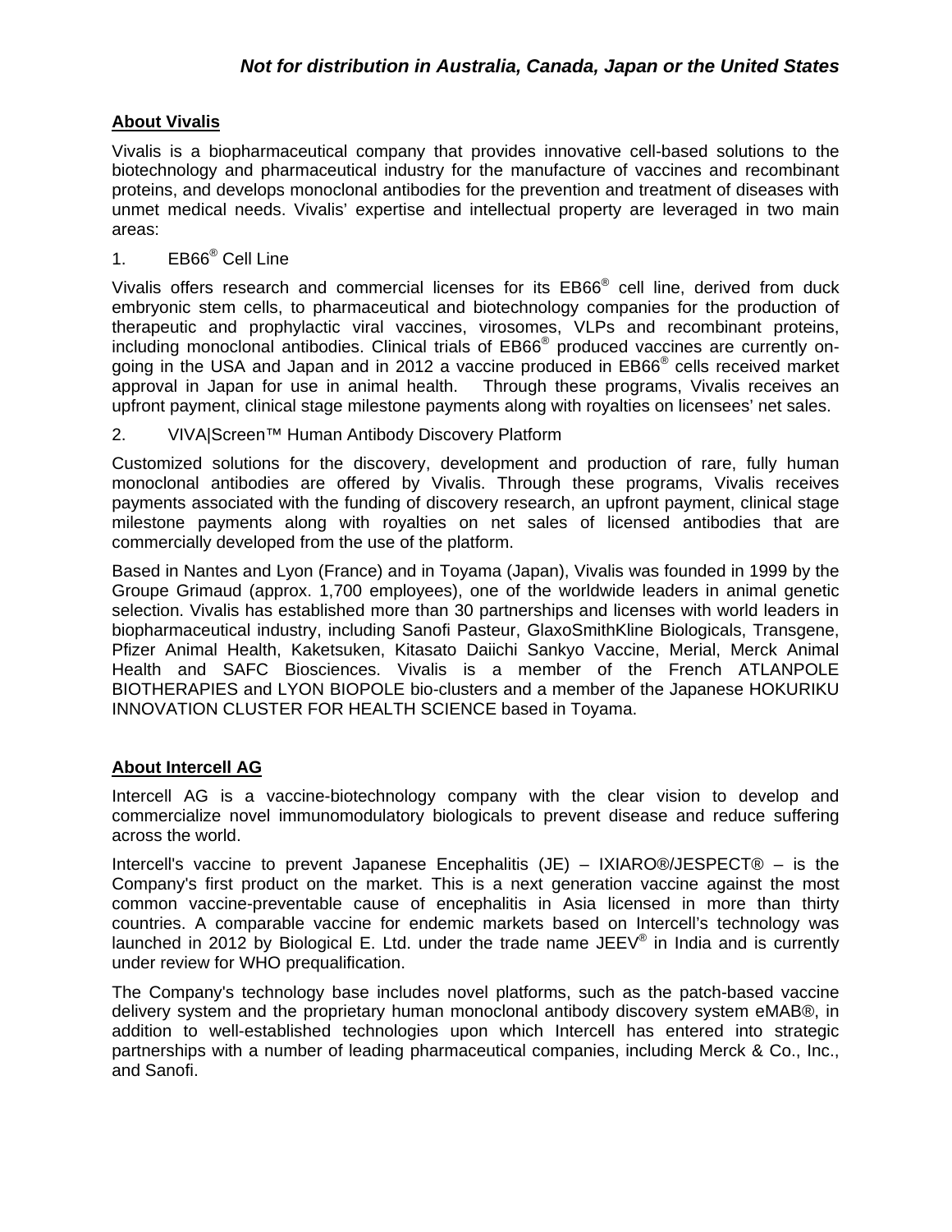*Not for distribution in Australia, Canada, Japan or the United States*

**About Vivalis**

Vivalis is a biopharmaceutical company that provides innovative cell-based solutions to the biotechnology and pharmaceutical industry for the manufacture of vaccines and recombinant proteins, and develops monoclonal antibodies for the prevention and treatment of diseases with unmet medical needs. Vivalis' expertise and intellectual property are leveraged in two main areas:

1. EB66® Cell Line

Vivalis offers research and commercial licenses for its EB66® cell line, derived from duck embryonic stem cells, to pharmaceutical and biotechnology companies for the production of therapeutic and prophylactic viral vaccines, virosomes, VLPs and recombinant proteins, including monoclonal antibodies. Clinical trials of EB66® produced vaccines are currently on-going in the USA and Japan and in 2012 a vaccine produced in EB66® cells received market approval in Japan for use in animal health. Through these programs, Vivalis receives an upfront payment, clinical stage milestone payments along with royalties on licensees' net sales.

2. VIVA|Screen™ Human Antibody Discovery Platform

Customized solutions for the discovery, development and production of rare, fully human monoclonal antibodies are offered by Vivalis. Through these programs, Vivalis receives payments associated with the funding of discovery research, an upfront payment, clinical stage milestone payments along with royalties on net sales of licensed antibodies that are commercially developed from the use of the platform.

Based in Nantes and Lyon (France) and in Toyama (Japan), Vivalis was founded in 1999 by the Groupe Grimaud (approx. 1,700 employees), one of the worldwide leaders in animal genetic selection. Vivalis has established more than 30 partnerships and licenses with world leaders in biopharmaceutical industry, including Sanofi Pasteur, GlaxoSmithKline Biologicals, Transgene, Pfizer Animal Health, Kaketsuken, Kitasato Daiichi Sankyo Vaccine, Merial, Merck Animal Health and SAFC Biosciences. Vivalis is a member of the French ATLANPOLE BIOTHERAPIES and LYON BIOPOLE bio-clusters and a member of the Japanese HOKURIKU INNOVATION CLUSTER FOR HEALTH SCIENCE based in Toyama.

**About Intercell AG**

Intercell AG is a vaccine-biotechnology company with the clear vision to develop and commercialize novel immunomodulatory biologicals to prevent disease and reduce suffering across the world.

Intercell's vaccine to prevent Japanese Encephalitis (JE) – IXIARO®/JESPECT® – is the Company's first product on the market. This is a next generation vaccine against the most common vaccine-preventable cause of encephalitis in Asia licensed in more than thirty countries. A comparable vaccine for endemic markets based on Intercell's technology was launched in 2012 by Biological E. Ltd. under the trade name JEEV® in India and is currently under review for WHO prequalification.

The Company's technology base includes novel platforms, such as the patch-based vaccine delivery system and the proprietary human monoclonal antibody discovery system eMAB®, in addition to well-established technologies upon which Intercell has entered into strategic partnerships with a number of leading pharmaceutical companies, including Merck & Co., Inc., and Sanofi.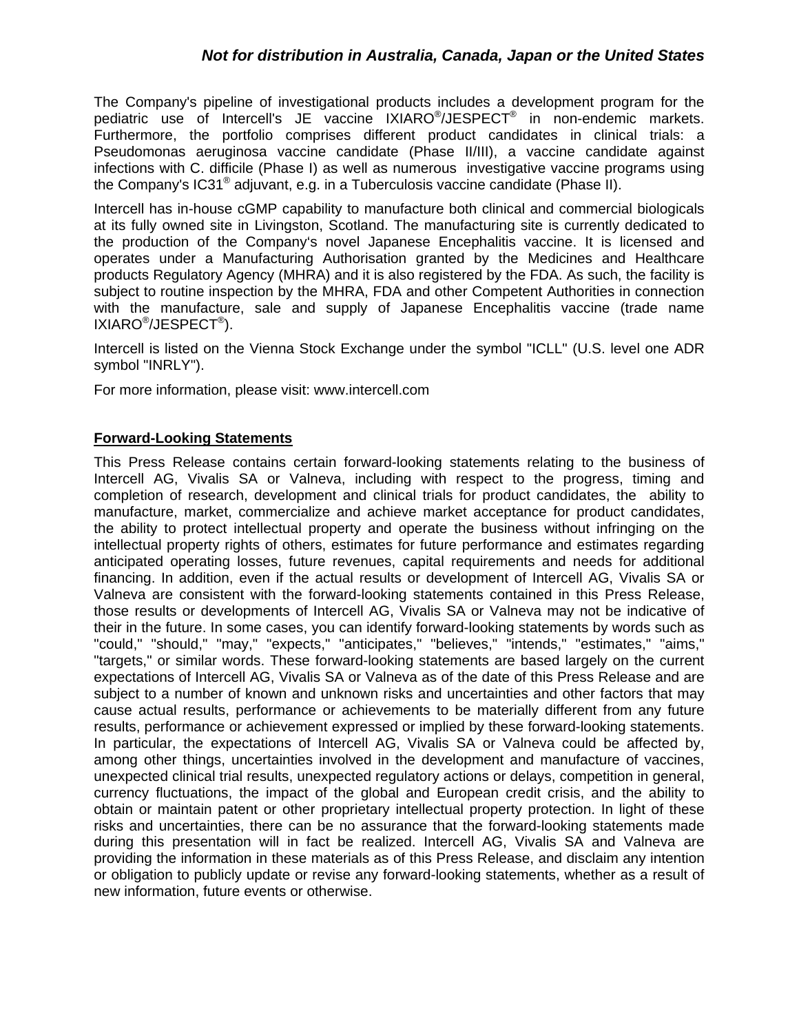The Company's pipeline of investigational products includes a development program for the pediatric use of Intercell's JE vaccine IXIARO®/JESPECT® in non-endemic markets. Furthermore, the portfolio comprises different product candidates in clinical trials: a Pseudomonas aeruginosa vaccine candidate (Phase II/III), a vaccine candidate against infections with C. difficile (Phase I) as well as numerous investigative vaccine programs using the Company's IC31® adjuvant, e.g. in a Tuberculosis vaccine candidate (Phase II).

Intercell has in-house cGMP capability to manufacture both clinical and commercial biologicals at its fully owned site in Livingston, Scotland. The manufacturing site is currently dedicated to the production of the Company's novel Japanese Encephalitis vaccine. It is licensed and operates under a Manufacturing Authorisation granted by the Medicines and Healthcare products Regulatory Agency (MHRA) and it is also registered by the FDA. As such, the facility is subject to routine inspection by the MHRA, FDA and other Competent Authorities in connection with the manufacture, sale and supply of Japanese Encephalitis vaccine (trade name IXIARO®/JESPECT®).

Intercell is listed on the Vienna Stock Exchange under the symbol "ICLL" (U.S. level one ADR symbol "INRLY").

For more information, please visit: www.intercell.com

**Forward-Looking Statements**

This Press Release contains certain forward-looking statements relating to the business of Intercell AG, Vivalis SA or Valneva, including with respect to the progress, timing and completion of research, development and clinical trials for product candidates, the ability to manufacture, market, commercialize and achieve market acceptance for product candidates, the ability to protect intellectual property and operate the business without infringing on the intellectual property rights of others, estimates for future performance and estimates regarding anticipated operating losses, future revenues, capital requirements and needs for additional financing. In addition, even if the actual results or development of Intercell AG, Vivalis SA or Valneva are consistent with the forward-looking statements contained in this Press Release, those results or developments of Intercell AG, Vivalis SA or Valneva may not be indicative of their in the future. In some cases, you can identify forward-looking statements by words such as "could," "should," "may," "expects," "anticipates," "believes," "intends," "estimates," "aims," "targets," or similar words. These forward-looking statements are based largely on the current expectations of Intercell AG, Vivalis SA or Valneva as of the date of this Press Release and are subject to a number of known and unknown risks and uncertainties and other factors that may cause actual results, performance or achievements to be materially different from any future results, performance or achievement expressed or implied by these forward-looking statements. In particular, the expectations of Intercell AG, Vivalis SA or Valneva could be affected by, among other things, uncertainties involved in the development and manufacture of vaccines, unexpected clinical trial results, unexpected regulatory actions or delays, competition in general, currency fluctuations, the impact of the global and European credit crisis, and the ability to obtain or maintain patent or other proprietary intellectual property protection. In light of these risks and uncertainties, there can be no assurance that the forward-looking statements made during this presentation will in fact be realized. Intercell AG, Vivalis SA and Valneva are providing the information in these materials as of this Press Release, and disclaim any intention or obligation to publicly update or revise any forward-looking statements, whether as a result of new information, future events or otherwise.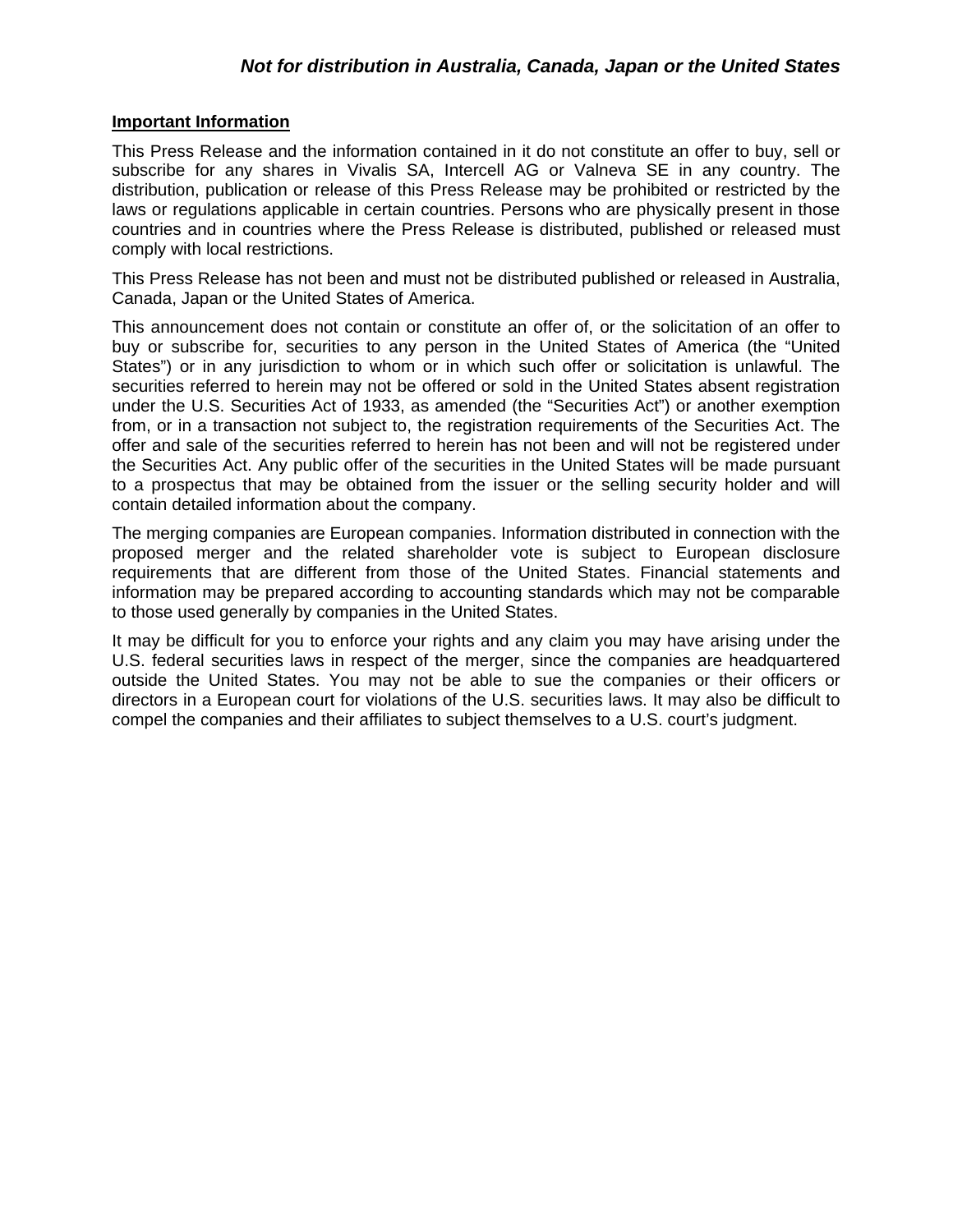**Important Information**

This Press Release and the information contained in it do not constitute an offer to buy, sell or subscribe for any shares in Vivalis SA, Intercell AG or Valneva SE in any country. The distribution, publication or release of this Press Release may be prohibited or restricted by the laws or regulations applicable in certain countries. Persons who are physically present in those countries and in countries where the Press Release is distributed, published or released must comply with local restrictions.

This Press Release has not been and must not be distributed published or released in Australia, Canada, Japan or the United States of America.

This announcement does not contain or constitute an offer of, or the solicitation of an offer to buy or subscribe for, securities to any person in the United States of America (the “United States”) or in any jurisdiction to whom or in which such offer or solicitation is unlawful. The securities referred to herein may not be offered or sold in the United States absent registration under the U.S. Securities Act of 1933, as amended (the “Securities Act”) or another exemption from, or in a transaction not subject to, the registration requirements of the Securities Act. The offer and sale of the securities referred to herein has not been and will not be registered under the Securities Act. Any public offer of the securities in the United States will be made pursuant to a prospectus that may be obtained from the issuer or the selling security holder and will contain detailed information about the company.

The merging companies are European companies. Information distributed in connection with the proposed merger and the related shareholder vote is subject to European disclosure requirements that are different from those of the United States. Financial statements and information may be prepared according to accounting standards which may not be comparable to those used generally by companies in the United States.

It may be difficult for you to enforce your rights and any claim you may have arising under the U.S. federal securities laws in respect of the merger, since the companies are headquartered outside the United States. You may not be able to sue the companies or their officers or directors in a European court for violations of the U.S. securities laws. It may also be difficult to compel the companies and their affiliates to subject themselves to a U.S. court’s judgment.